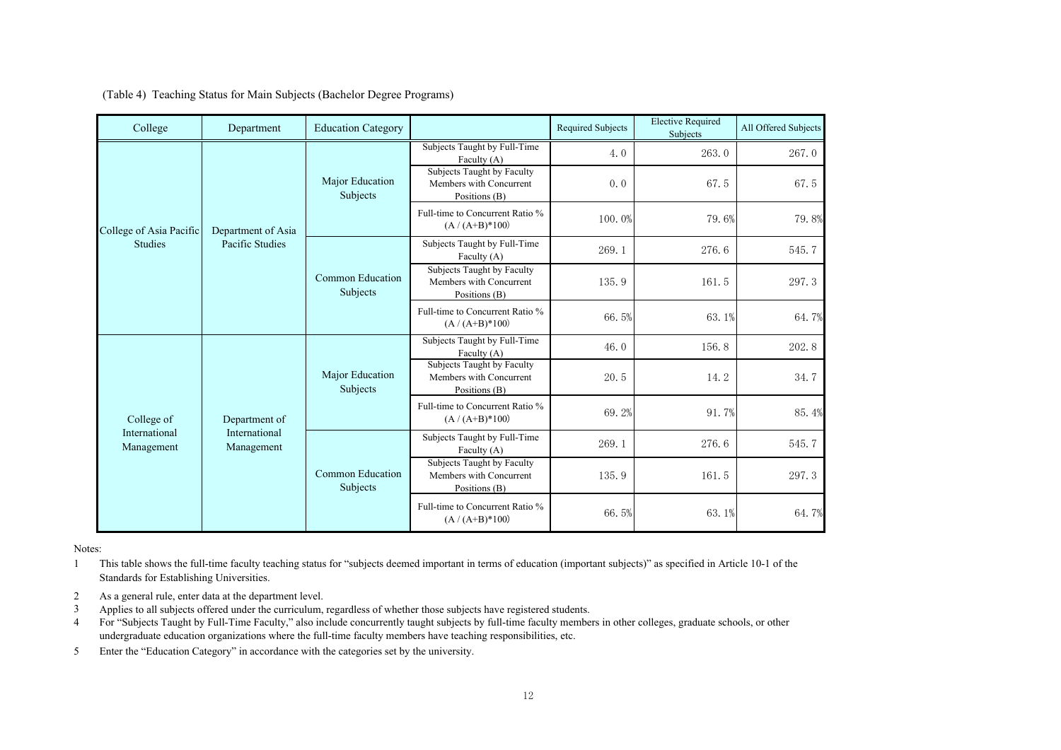(Table 4) Teaching Status for Main Subjects (Bachelor Degree Programs)

| College | Department | Education Category | | Required Subjects | Elective Required Subjects | All Offered Subjects |
|---|---|---|---|---|---|---|
| College of Asia Pacific Studies | Department of Asia Pacific Studies | Major Education Subjects | Subjects Taught by Full-Time Faculty (A) | 4.0 | 263.0 | 267.0 |
| | | | Subjects Taught by Faculty Members with Concurrent Positions (B) | 0.0 | 67.5 | 67.5 |
| | | | Full-time to Concurrent Ratio % (A / (A+B)*100) | 100.0% | 79.6% | 79.8% |
| | | Common Education Subjects | Subjects Taught by Full-Time Faculty (A) | 269.1 | 276.6 | 545.7 |
| | | | Subjects Taught by Faculty Members with Concurrent Positions (B) | 135.9 | 161.5 | 297.3 |
| | | | Full-time to Concurrent Ratio % (A / (A+B)*100) | 66.5% | 63.1% | 64.7% |
| College of International Management | Department of International Management | Major Education Subjects | Subjects Taught by Full-Time Faculty (A) | 46.0 | 156.8 | 202.8 |
| | | | Subjects Taught by Faculty Members with Concurrent Positions (B) | 20.5 | 14.2 | 34.7 |
| | | | Full-time to Concurrent Ratio % (A / (A+B)*100) | 69.2% | 91.7% | 85.4% |
| | | Common Education Subjects | Subjects Taught by Full-Time Faculty (A) | 269.1 | 276.6 | 545.7 |
| | | | Subjects Taught by Faculty Members with Concurrent Positions (B) | 135.9 | 161.5 | 297.3 |
| | | | Full-time to Concurrent Ratio % (A / (A+B)*100) | 66.5% | 63.1% | 64.7% |

Notes:

1. This table shows the full-time faculty teaching status for "subjects deemed important in terms of education (important subjects)" as specified in Article 10-1 of the Standards for Establishing Universities.
2. As a general rule, enter data at the department level.
3. Applies to all subjects offered under the curriculum, regardless of whether those subjects have registered students.
4. For "Subjects Taught by Full-Time Faculty," also include concurrently taught subjects by full-time faculty members in other colleges, graduate schools, or other undergraduate education organizations where the full-time faculty members have teaching responsibilities, etc.
5. Enter the "Education Category" in accordance with the categories set by the university.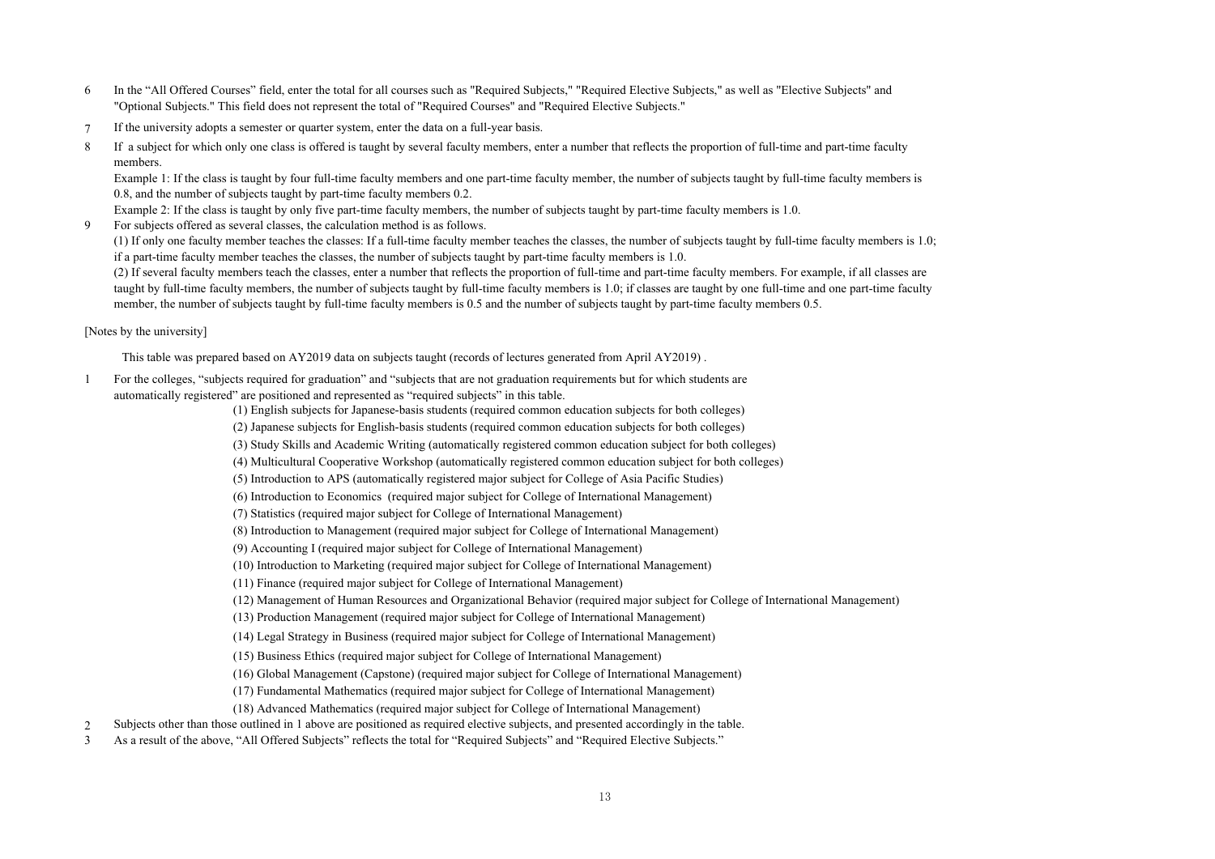6 In the “All Offered Courses” field, enter the total for all courses such as "Required Subjects," "Required Elective Subjects," as well as "Elective Subjects" and "Optional Subjects." This field does not represent the total of "Required Courses" and "Required Elective Subjects."

7 If the university adopts a semester or quarter system, enter the data on a full-year basis.

8 If a subject for which only one class is offered is taught by several faculty members, enter a number that reflects the proportion of full-time and part-time faculty members.
Example 1: If the class is taught by four full-time faculty members and one part-time faculty member, the number of subjects taught by full-time faculty members is 0.8, and the number of subjects taught by part-time faculty members 0.2.
Example 2: If the class is taught by only five part-time faculty members, the number of subjects taught by part-time faculty members is 1.0.

9 For subjects offered as several classes, the calculation method is as follows.
(1) If only one faculty member teaches the classes: If a full-time faculty member teaches the classes, the number of subjects taught by full-time faculty members is 1.0; if a part-time faculty member teaches the classes, the number of subjects taught by part-time faculty members is 1.0.
(2) If several faculty members teach the classes, enter a number that reflects the proportion of full-time and part-time faculty members. For example, if all classes are taught by full-time faculty members, the number of subjects taught by full-time faculty members is 1.0; if classes are taught by one full-time and one part-time faculty member, the number of subjects taught by full-time faculty members is 0.5 and the number of subjects taught by part-time faculty members 0.5.

[Notes by the university]

This table was prepared based on AY2019 data on subjects taught (records of lectures generated from April AY2019) .

1 For the colleges, “subjects required for graduation” and “subjects that are not graduation requirements but for which students are automatically registered” are positioned and represented as “required subjects” in this table.
(1) English subjects for Japanese-basis students (required common education subjects for both colleges)
(2) Japanese subjects for English-basis students (required common education subjects for both colleges)
(3) Study Skills and Academic Writing (automatically registered common education subject for both colleges)
(4) Multicultural Cooperative Workshop (automatically registered common education subject for both colleges)
(5) Introduction to APS (automatically registered major subject for College of Asia Pacific Studies)
(6) Introduction to Economics (required major subject for College of International Management)
(7) Statistics (required major subject for College of International Management)
(8) Introduction to Management (required major subject for College of International Management)
(9) Accounting I (required major subject for College of International Management)
(10) Introduction to Marketing (required major subject for College of International Management)
(11) Finance (required major subject for College of International Management)
(12) Management of Human Resources and Organizational Behavior (required major subject for College of International Management)
(13) Production Management (required major subject for College of International Management)
(14) Legal Strategy in Business (required major subject for College of International Management)
(15) Business Ethics (required major subject for College of International Management)
(16) Global Management (Capstone) (required major subject for College of International Management)
(17) Fundamental Mathematics (required major subject for College of International Management)
(18) Advanced Mathematics (required major subject for College of International Management)

2 Subjects other than those outlined in 1 above are positioned as required elective subjects, and presented accordingly in the table.

3 As a result of the above, “All Offered Subjects” reflects the total for “Required Subjects” and “Required Elective Subjects.”